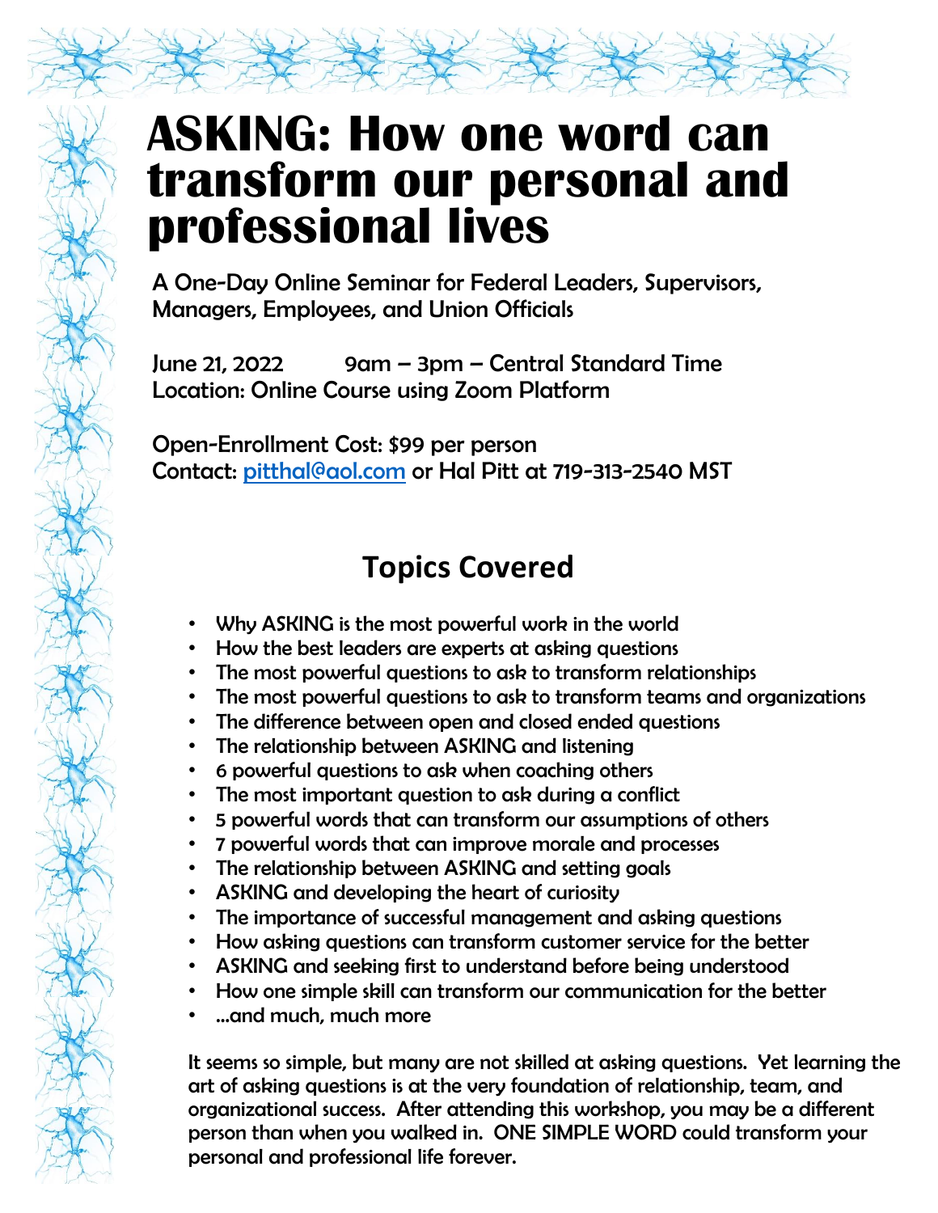# ASKING: How one word can transform our personal and professional lives

A One-Day Online Seminar for Federal Leaders, Supervisors, Managers, Employees, and Union Officials

June 21, 2022 9am – 3pm – Central Standard Time
Location: Online Course using Zoom Platform

Open-Enrollment Cost: $99 per person
Contact: pitthal@aol.com or Hal Pitt at 719-313-2540 MST

## Topics Covered

- Why ASKING is the most powerful work in the world
- How the best leaders are experts at asking questions
- The most powerful questions to ask to transform relationships
- The most powerful questions to ask to transform teams and organizations
- The difference between open and closed ended questions
- The relationship between ASKING and listening
- 6 powerful questions to ask when coaching others
- The most important question to ask during a conflict
- 5 powerful words that can transform our assumptions of others
- 7 powerful words that can improve morale and processes
- The relationship between ASKING and setting goals
- ASKING and developing the heart of curiosity
- The importance of successful management and asking questions
- How asking questions can transform customer service for the better
- ASKING and seeking first to understand before being understood
- How one simple skill can transform our communication for the better
- …and much, much more

It seems so simple, but many are not skilled at asking questions. Yet learning the art of asking questions is at the very foundation of relationship, team, and organizational success. After attending this workshop, you may be a different person than when you walked in. ONE SIMPLE WORD could transform your personal and professional life forever.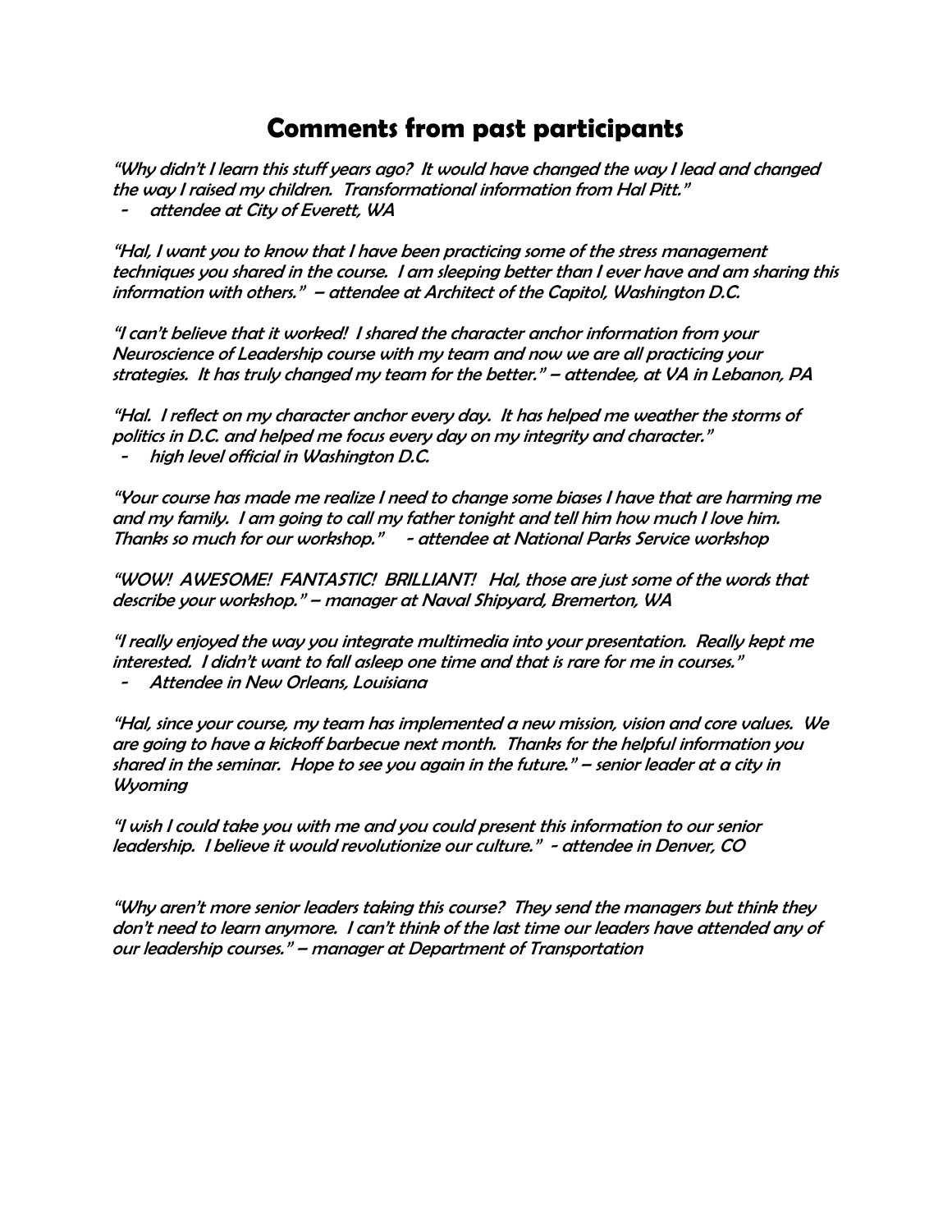# Comments from past participants

*"Why didn't I learn this stuff years ago? It would have changed the way I lead and changed the way I raised my children. Transformational information from Hal Pitt."*

- *attendee at City of Everett, WA*

*"Hal, I want you to know that I have been practicing some of the stress management techniques you shared in the course. I am sleeping better than I ever have and am sharing this information with others." – attendee at Architect of the Capitol, Washington D.C.*

*"I can't believe that it worked! I shared the character anchor information from your Neuroscience of Leadership course with my team and now we are all practicing your strategies. It has truly changed my team for the better." – attendee, at VA in Lebanon, PA*

*"Hal. I reflect on my character anchor every day. It has helped me weather the storms of politics in D.C. and helped me focus every day on my integrity and character."*

- *high level official in Washington D.C.*

*"Your course has made me realize I need to change some biases I have that are harming me and my family. I am going to call my father tonight and tell him how much I love him. Thanks so much for our workshop." - attendee at National Parks Service workshop*

*"WOW! AWESOME! FANTASTIC! BRILLIANT! Hal, those are just some of the words that describe your workshop." – manager at Naval Shipyard, Bremerton, WA*

*"I really enjoyed the way you integrate multimedia into your presentation. Really kept me interested. I didn't want to fall asleep one time and that is rare for me in courses."*

- *Attendee in New Orleans, Louisiana*

*"Hal, since your course, my team has implemented a new mission, vision and core values. We are going to have a kickoff barbecue next month. Thanks for the helpful information you shared in the seminar. Hope to see you again in the future." – senior leader at a city in Wyoming*

*"I wish I could take you with me and you could present this information to our senior leadership. I believe it would revolutionize our culture." - attendee in Denver, CO*

*"Why aren't more senior leaders taking this course? They send the managers but think they don't need to learn anymore. I can't think of the last time our leaders have attended any of our leadership courses." – manager at Department of Transportation*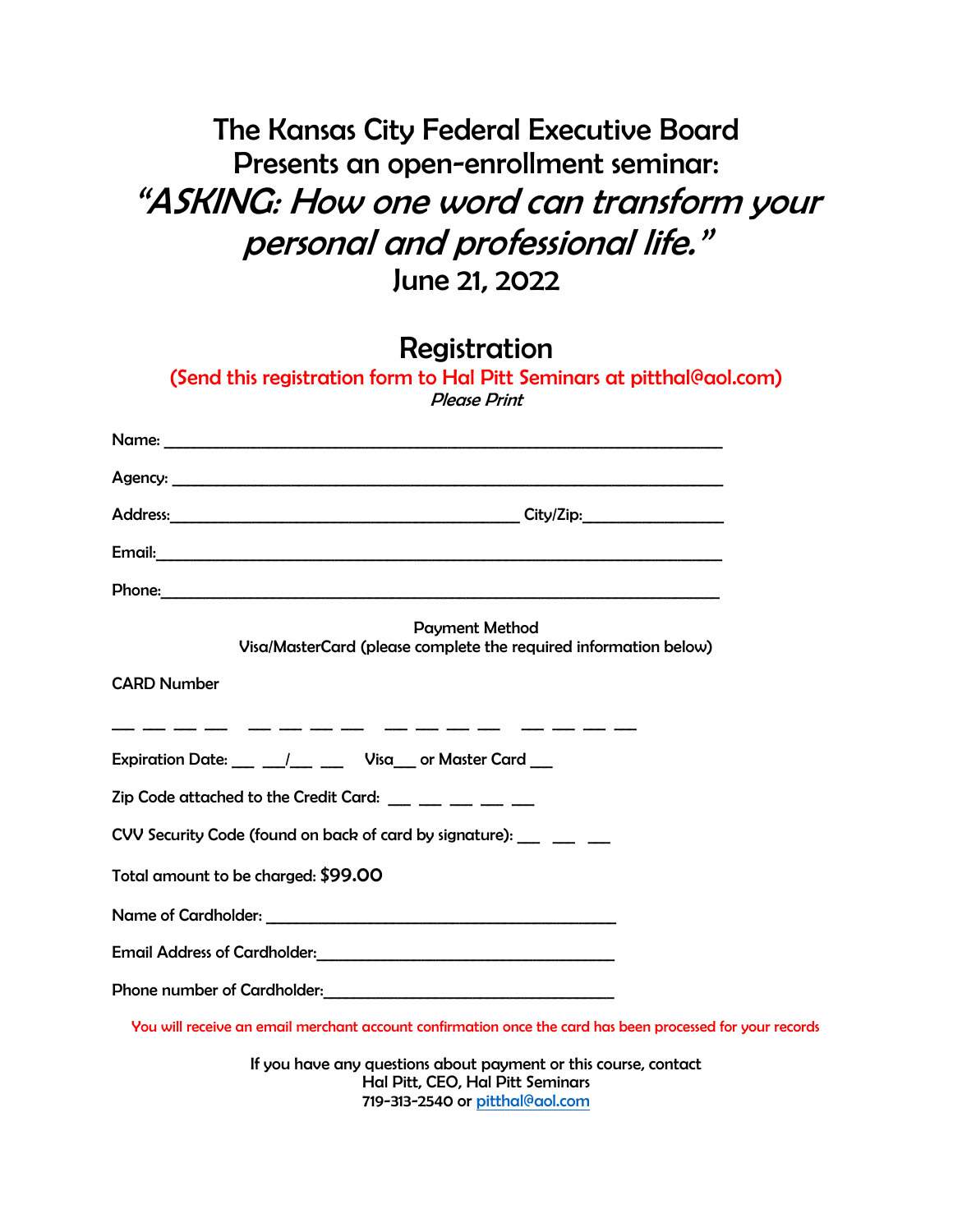# The Kansas City Federal Executive Board

## Presents an open-enrollment seminar:

# *"ASKING: How one word can transform your personal and professional life."*

## June 21, 2022

## Registration

**(Send this registration form to Hal Pitt Seminars at pitthal@aol.com)**

*Please Print*

Name: ______________________________________________________________

Agency: ______________________________________________________________

Address:_______________________________________ City/Zip:_______________

Email:______________________________________________________________

Phone:______________________________________________________________

Payment Method

Visa/MasterCard (please complete the required information below)

CARD Number

___ ___ ___ ___   ___ ___ ___ ___   ___ ___ ___ ___   ___ ___ ___ ___

Expiration Date: ___ ___/___ ___   Visa___ or Master Card ___

Zip Code attached to the Credit Card: ___ ___ ___ ___ ___

CVV Security Code (found on back of card by signature): ___ ___ ___

Total amount to be charged: **$99.00**

Name of Cardholder: ________________________________________

Email Address of Cardholder:__________________________________

Phone number of Cardholder:__________________________________

You will receive an email merchant account confirmation once the card has been processed for your records

If you have any questions about payment or this course, contact
Hal Pitt, CEO, Hal Pitt Seminars
719-313-2540 or pitthal@aol.com